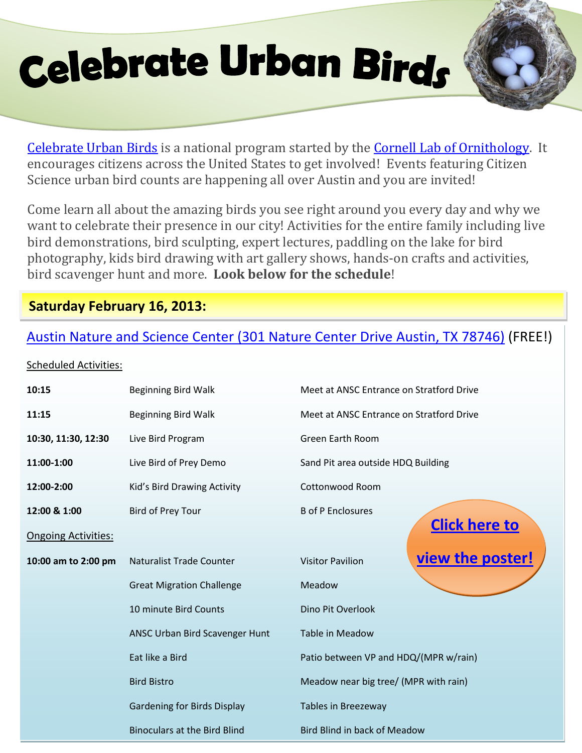# Celebrate Urban Birds

Celebrate Urban Birds is a national program started by the Cornell Lab of Ornithology. It encourages citizens across the United States to get involved! Events featuring Citizen Science urban bird counts are happening all over Austin and you are invited!

Come learn all about the amazing birds you see right around you every day and why we want to celebrate their presence in our city! Activities for the entire family including live bird demonstrations, bird sculpting, expert lectures, paddling on the lake for bird photography, kids bird drawing with art gallery shows, hands-on crafts and activities, bird scavenger hunt and more. **Look below for the schedule**!

## Saturday February 16, 2013:

Austin Nature and Science Center (301 Nature Center Drive Austin, TX 78746) (FREE!)

Scheduled Activities:

| | | |
|---|---|---|
| **10:15** | Beginning Bird Walk | Meet at ANSC Entrance on Stratford Drive |
| **11:15** | Beginning Bird Walk | Meet at ANSC Entrance on Stratford Drive |
| **10:30, 11:30, 12:30** | Live Bird Program | Green Earth Room |
| **11:00-1:00** | Live Bird of Prey Demo | Sand Pit area outside HDQ Building |
| **12:00-2:00** | Kid's Bird Drawing Activity | Cottonwood Room |
| **12:00 & 1:00** | Bird of Prey Tour | B of P Enclosures |

**Click here to view the poster!**

Ongoing Activities:

| | | |
|---|---|---|
| **10:00 am to 2:00 pm** | Naturalist Trade Counter | Visitor Pavilion |
| | Great Migration Challenge | Meadow |
| | 10 minute Bird Counts | Dino Pit Overlook |
| | ANSC Urban Bird Scavenger Hunt | Table in Meadow |
| | Eat like a Bird | Patio between VP and HDQ/(MPR w/rain) |
| | Bird Bistro | Meadow near big tree/ (MPR with rain) |
| | Gardening for Birds Display | Tables in Breezeway |
| | Binoculars at the Bird Blind | Bird Blind in back of Meadow |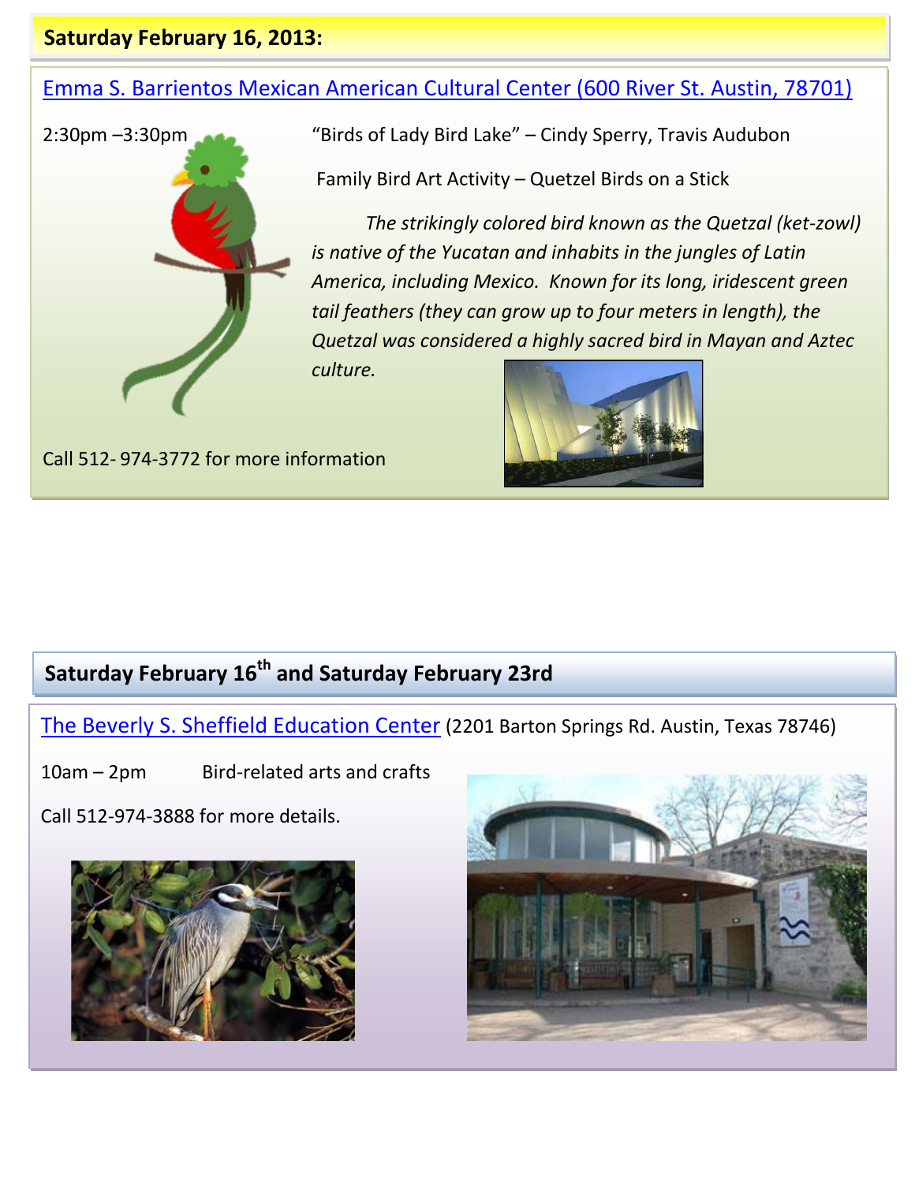## Saturday February 16, 2013:

### Emma S. Barrientos Mexican American Cultural Center (600 River St. Austin, 78701)

2:30pm –3:30pm

"Birds of Lady Bird Lake" – Cindy Sperry, Travis Audubon

Family Bird Art Activity – Quetzel Birds on a Stick

*The strikingly colored bird known as the Quetzal (ket-zowl) is native of the Yucatan and inhabits in the jungles of Latin America, including Mexico. Known for its long, iridescent green tail feathers (they can grow up to four meters in length), the Quetzal was considered a highly sacred bird in Mayan and Aztec culture.*

Call 512- 974-3772 for more information

## Saturday February 16th and Saturday February 23rd

### The Beverly S. Sheffield Education Center (2201 Barton Springs Rd. Austin, Texas 78746)

10am – 2pm Bird-related arts and crafts

Call 512-974-3888 for more details.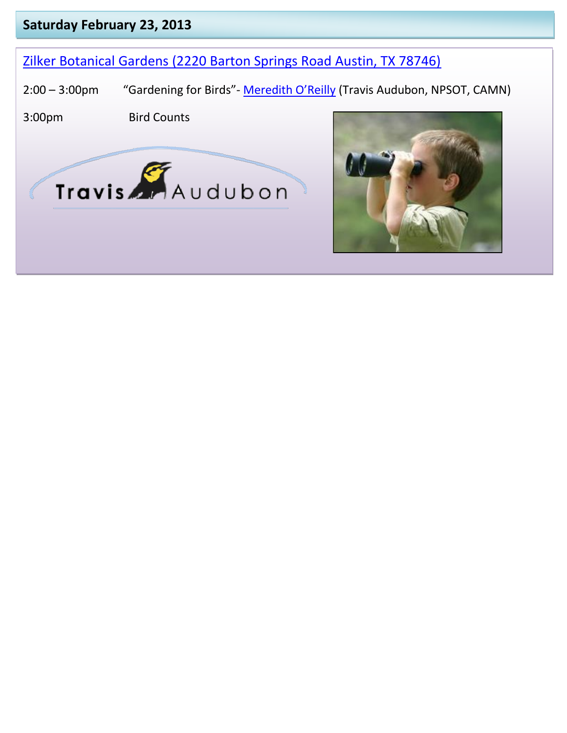## Saturday February 23, 2013

[Zilker Botanical Gardens (2220 Barton Springs Road Austin, TX 78746)]

2:00 – 3:00pm “Gardening for Birds”- Meredith O’Reilly (Travis Audubon, NPSOT, CAMN)

3:00pm Bird Counts

Travis Audubon